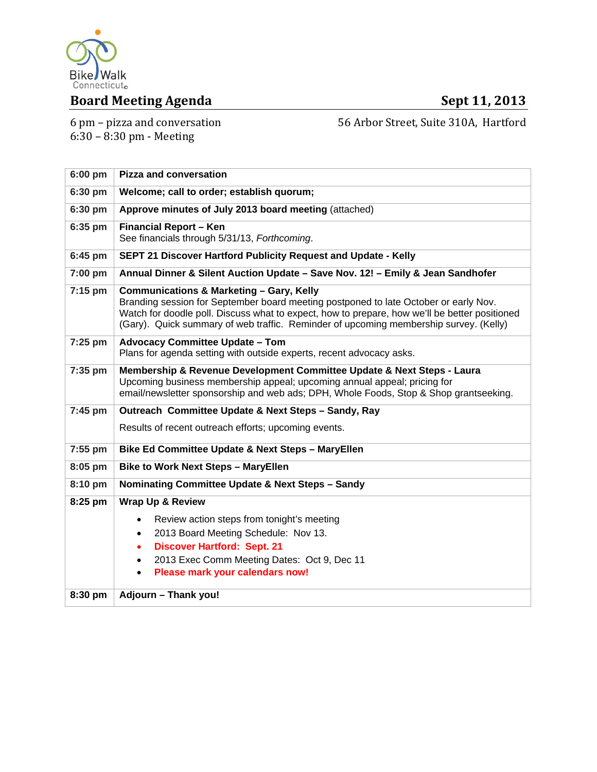Bike Walk Connecticut

# Board Meeting Agenda

**Sept 11, 2013**

6 pm – pizza and conversation
6:30 – 8:30 pm - Meeting

56 Arbor Street, Suite 310A, Hartford

| Time | Item |
|---|---|
| **6:00 pm** | **Pizza and conversation** |
| **6:30 pm** | **Welcome; call to order; establish quorum;** |
| **6:30 pm** | **Approve minutes of July 2013 board meeting** (attached) |
| **6:35 pm** | **Financial Report – Ken**<br>See financials through 5/31/13, *Forthcoming*. |
| **6:45 pm** | **SEPT 21 Discover Hartford Publicity Request and Update - Kelly** |
| **7:00 pm** | **Annual Dinner & Silent Auction Update – Save Nov. 12! – Emily & Jean Sandhofer** |
| **7:15 pm** | **Communications & Marketing – Gary, Kelly**<br>Branding session for September board meeting postponed to late October or early Nov. Watch for doodle poll. Discuss what to expect, how to prepare, how we'll be better positioned (Gary). Quick summary of web traffic. Reminder of upcoming membership survey. (Kelly) |
| **7:25 pm** | **Advocacy Committee Update – Tom**<br>Plans for agenda setting with outside experts, recent advocacy asks. |
| **7:35 pm** | **Membership & Revenue Development Committee Update & Next Steps - Laura**<br>Upcoming business membership appeal; upcoming annual appeal; pricing for email/newsletter sponsorship and web ads; DPH, Whole Foods, Stop & Shop grantseeking. |
| **7:45 pm** | **Outreach Committee Update & Next Steps – Sandy, Ray**<br>Results of recent outreach efforts; upcoming events. |
| **7:55 pm** | **Bike Ed Committee Update & Next Steps – MaryEllen** |
| **8:05 pm** | **Bike to Work Next Steps – MaryEllen** |
| **8:10 pm** | **Nominating Committee Update & Next Steps – Sandy** |
| **8:25 pm** | **Wrap Up & Review**<br>• Review action steps from tonight's meeting<br>• 2013 Board Meeting Schedule: Nov 13.<br>• **Discover Hartford: Sept. 21**<br>• 2013 Exec Comm Meeting Dates: Oct 9, Dec 11<br>• **Please mark your calendars now!** |
| **8:30 pm** | **Adjourn – Thank you!** |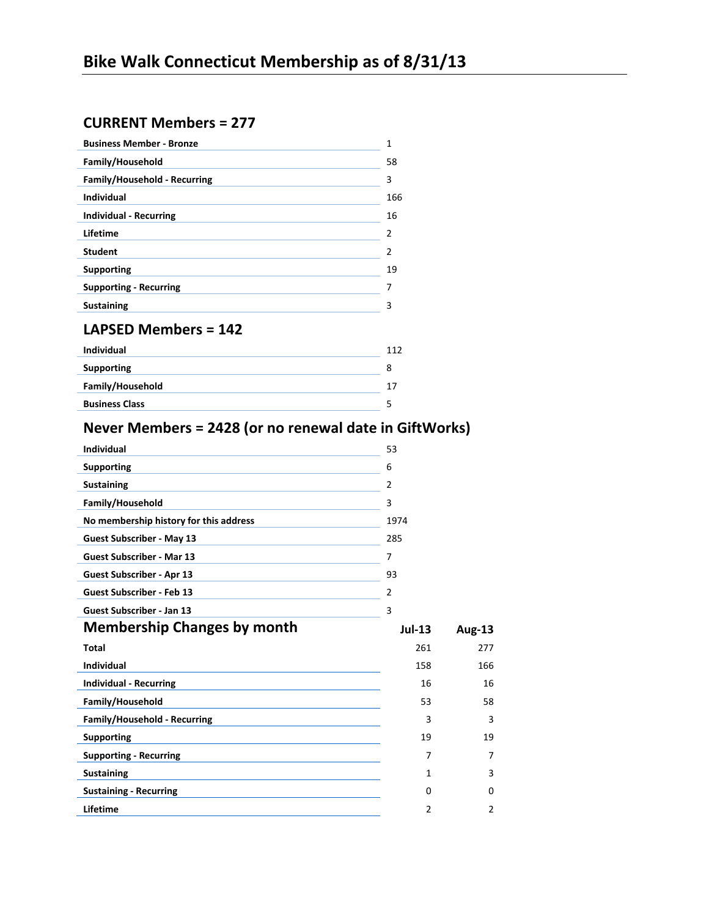# Bike Walk Connecticut Membership as of 8/31/13

## CURRENT Members = 277

| | |
|---|---|
| **Business Member - Bronze** | 1 |
| **Family/Household** | 58 |
| **Family/Household - Recurring** | 3 |
| **Individual** | 166 |
| **Individual - Recurring** | 16 |
| **Lifetime** | 2 |
| **Student** | 2 |
| **Supporting** | 19 |
| **Supporting - Recurring** | 7 |
| **Sustaining** | 3 |

## LAPSED Members = 142

| | |
|---|---|
| **Individual** | 112 |
| **Supporting** | 8 |
| **Family/Household** | 17 |
| **Business Class** | 5 |

## Never Members = 2428 (or no renewal date in GiftWorks)

| | |
|---|---|
| **Individual** | 53 |
| **Supporting** | 6 |
| **Sustaining** | 2 |
| **Family/Household** | 3 |
| **No membership history for this address** | 1974 |
| **Guest Subscriber - May 13** | 285 |
| **Guest Subscriber - Mar 13** | 7 |
| **Guest Subscriber - Apr 13** | 93 |
| **Guest Subscriber - Feb 13** | 2 |
| **Guest Subscriber - Jan 13** | 3 |

## Membership Changes by month

| | Jul-13 | Aug-13 |
|---|---|---|
| **Total** | 261 | 277 |
| **Individual** | 158 | 166 |
| **Individual - Recurring** | 16 | 16 |
| **Family/Household** | 53 | 58 |
| **Family/Household - Recurring** | 3 | 3 |
| **Supporting** | 19 | 19 |
| **Supporting - Recurring** | 7 | 7 |
| **Sustaining** | 1 | 3 |
| **Sustaining - Recurring** | 0 | 0 |
| **Lifetime** | 2 | 2 |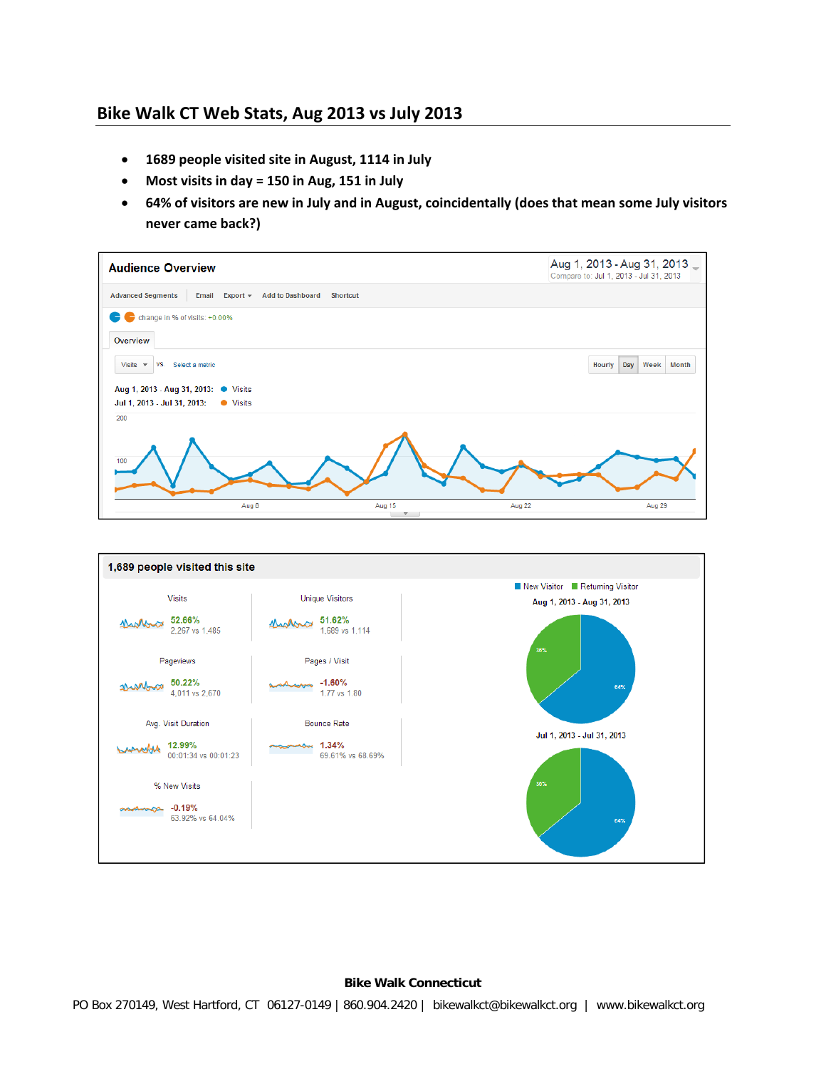## Bike Walk CT Web Stats, Aug 2013 vs July 2013

- **1689 people visited site in August, 1114 in July**
- **Most visits in day = 150 in Aug, 151 in July**
- **64% of visitors are new in July and in August, coincidentally (does that mean some July visitors never came back?)**

**Audience Overview**

Aug 1, 2013 - Aug 31, 2013
Compare to: Jul 1, 2013 - Jul 31, 2013

Advanced Segments | Email | Export | Add to Dashboard | Shortcut

change in % of visits: +0.00%

Overview

Visits vs Select a metric — Hourly | Day | Week | Month

Aug 1, 2013 - Aug 31, 2013: Visits
Jul 1, 2013 - Jul 31, 2013: Visits

**1,689 people visited this site**

| Metric | Change | Aug vs Jul |
|---|---|---|
| Visits | 52.66% | 2,267 vs 1,485 |
| Unique Visitors | 51.62% | 1,689 vs 1,114 |
| Pageviews | 50.22% | 4,011 vs 2,670 |
| Pages / Visit | -1.60% | 1.77 vs 1.80 |
| Avg. Visit Duration | 12.99% | 00:01:34 vs 00:01:23 |
| Bounce Rate | 1.34% | 69.61% vs 68.69% |
| % New Visits | -0.19% | 63.92% vs 64.04% |

New Visitor / Returning Visitor

Aug 1, 2013 - Aug 31, 2013: 64% / 36%

Jul 1, 2013 - Jul 31, 2013: 64% / 36%

**Bike Walk Connecticut**

PO Box 270149, West Hartford, CT 06127-0149 | 860.904.2420 | bikewalkct@bikewalkct.org | www.bikewalkct.org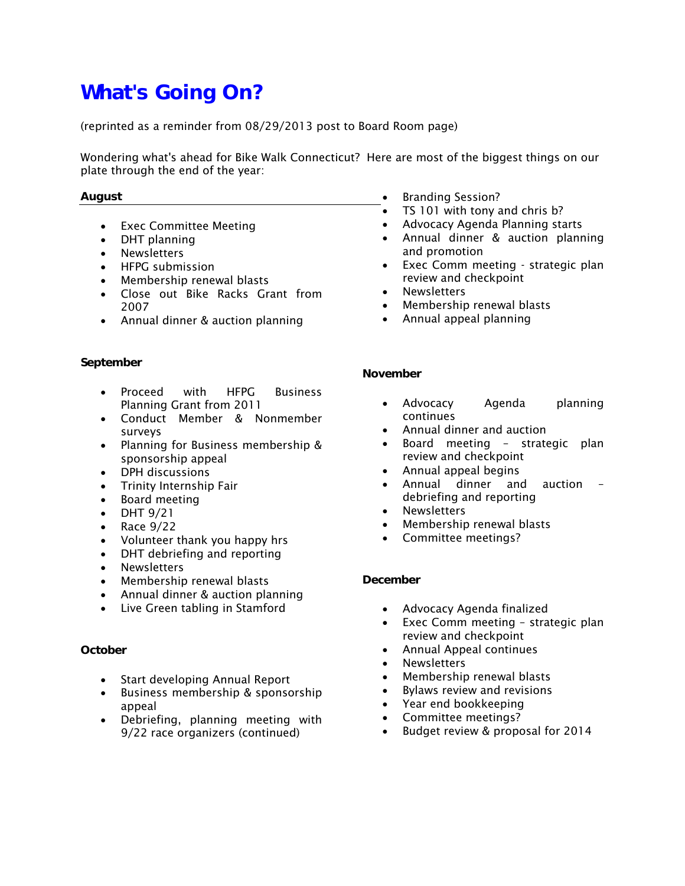# What's Going On?

(reprinted as a reminder from 08/29/2013 post to Board Room page)

Wondering what's ahead for Bike Walk Connecticut? Here are most of the biggest things on our plate through the end of the year:

**August**

- Exec Committee Meeting
- DHT planning
- Newsletters
- HFPG submission
- Membership renewal blasts
- Close out Bike Racks Grant from 2007
- Annual dinner & auction planning

**September**

- Proceed with HFPG Business Planning Grant from 2011
- Conduct Member & Nonmember surveys
- Planning for Business membership & sponsorship appeal
- DPH discussions
- Trinity Internship Fair
- Board meeting
- DHT 9/21
- Race 9/22
- Volunteer thank you happy hrs
- DHT debriefing and reporting
- Newsletters
- Membership renewal blasts
- Annual dinner & auction planning
- Live Green tabling in Stamford

**October**

- Start developing Annual Report
- Business membership & sponsorship appeal
- Debriefing, planning meeting with 9/22 race organizers (continued)
- Branding Session?
- TS 101 with tony and chris b?
- Advocacy Agenda Planning starts
- Annual dinner & auction planning and promotion
- Exec Comm meeting - strategic plan review and checkpoint
- Newsletters
- Membership renewal blasts
- Annual appeal planning

**November**

- Advocacy Agenda planning continues
- Annual dinner and auction
- Board meeting – strategic plan review and checkpoint
- Annual appeal begins
- Annual dinner and auction – debriefing and reporting
- Newsletters
- Membership renewal blasts
- Committee meetings?

**December**

- Advocacy Agenda finalized
- Exec Comm meeting – strategic plan review and checkpoint
- Annual Appeal continues
- Newsletters
- Membership renewal blasts
- Bylaws review and revisions
- Year end bookkeeping
- Committee meetings?
- Budget review & proposal for 2014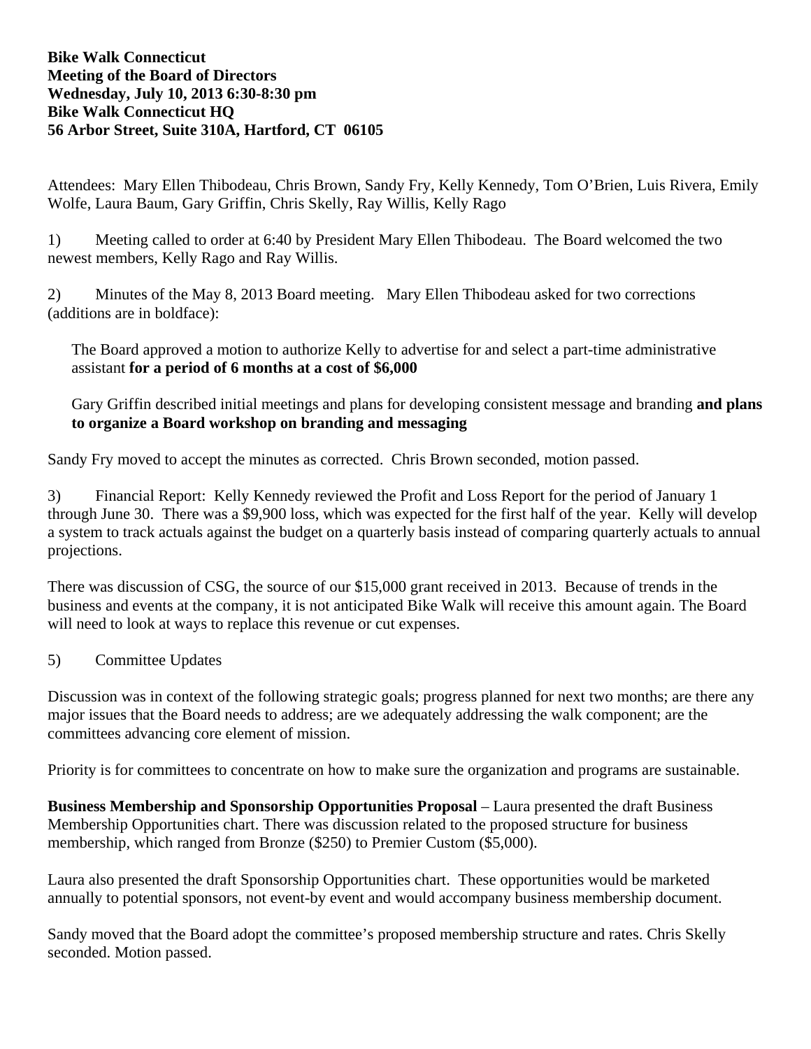**Bike Walk Connecticut**
**Meeting of the Board of Directors**
**Wednesday, July 10, 2013 6:30-8:30 pm**
**Bike Walk Connecticut HQ**
**56 Arbor Street, Suite 310A, Hartford, CT 06105**

Attendees: Mary Ellen Thibodeau, Chris Brown, Sandy Fry, Kelly Kennedy, Tom O'Brien, Luis Rivera, Emily Wolfe, Laura Baum, Gary Griffin, Chris Skelly, Ray Willis, Kelly Rago

1) Meeting called to order at 6:40 by President Mary Ellen Thibodeau. The Board welcomed the two newest members, Kelly Rago and Ray Willis.

2) Minutes of the May 8, 2013 Board meeting. Mary Ellen Thibodeau asked for two corrections (additions are in boldface):

> The Board approved a motion to authorize Kelly to advertise for and select a part-time administrative assistant **for a period of 6 months at a cost of $6,000**
>
> Gary Griffin described initial meetings and plans for developing consistent message and branding **and plans to organize a Board workshop on branding and messaging**

Sandy Fry moved to accept the minutes as corrected. Chris Brown seconded, motion passed.

3) Financial Report: Kelly Kennedy reviewed the Profit and Loss Report for the period of January 1 through June 30. There was a $9,900 loss, which was expected for the first half of the year. Kelly will develop a system to track actuals against the budget on a quarterly basis instead of comparing quarterly actuals to annual projections.

There was discussion of CSG, the source of our $15,000 grant received in 2013. Because of trends in the business and events at the company, it is not anticipated Bike Walk will receive this amount again. The Board will need to look at ways to replace this revenue or cut expenses.

5) Committee Updates

Discussion was in context of the following strategic goals; progress planned for next two months; are there any major issues that the Board needs to address; are we adequately addressing the walk component; are the committees advancing core element of mission.

Priority is for committees to concentrate on how to make sure the organization and programs are sustainable.

**Business Membership and Sponsorship Opportunities Proposal** – Laura presented the draft Business Membership Opportunities chart. There was discussion related to the proposed structure for business membership, which ranged from Bronze ($250) to Premier Custom ($5,000).

Laura also presented the draft Sponsorship Opportunities chart. These opportunities would be marketed annually to potential sponsors, not event-by event and would accompany business membership document.

Sandy moved that the Board adopt the committee's proposed membership structure and rates. Chris Skelly seconded. Motion passed.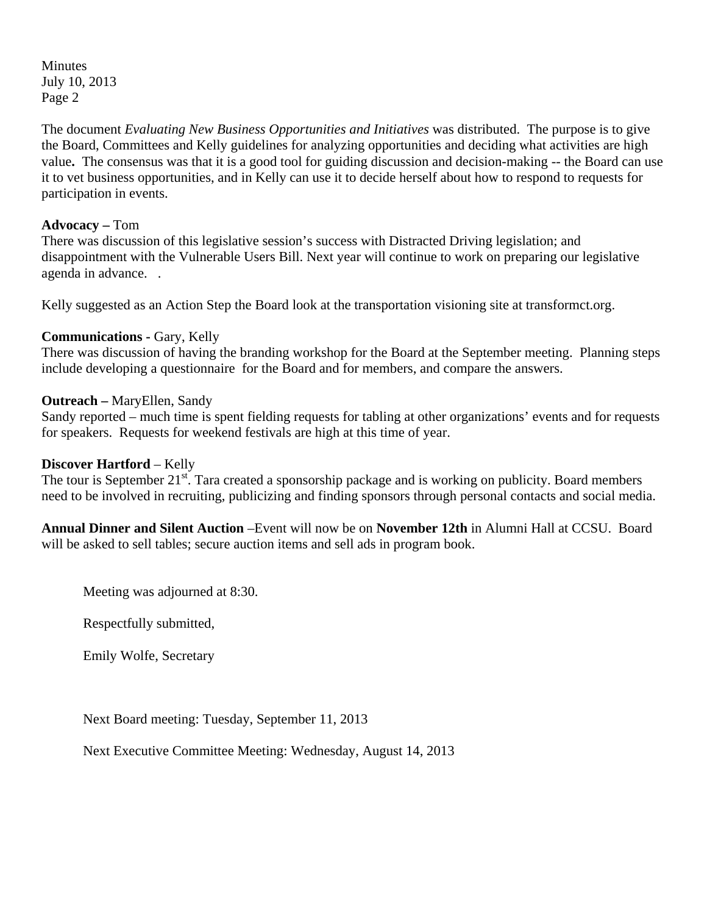The document *Evaluating New Business Opportunities and Initiatives* was distributed. The purpose is to give the Board, Committees and Kelly guidelines for analyzing opportunities and deciding what activities are high value**.** The consensus was that it is a good tool for guiding discussion and decision-making -- the Board can use it to vet business opportunities, and in Kelly can use it to decide herself about how to respond to requests for participation in events.

**Advocacy –** Tom
There was discussion of this legislative session's success with Distracted Driving legislation; and disappointment with the Vulnerable Users Bill. Next year will continue to work on preparing our legislative agenda in advance. .

Kelly suggested as an Action Step the Board look at the transportation visioning site at transformct.org.

**Communications -** Gary, Kelly
There was discussion of having the branding workshop for the Board at the September meeting. Planning steps include developing a questionnaire for the Board and for members, and compare the answers.

**Outreach –** MaryEllen, Sandy
Sandy reported – much time is spent fielding requests for tabling at other organizations' events and for requests for speakers. Requests for weekend festivals are high at this time of year.

**Discover Hartford** – Kelly
The tour is September 21st. Tara created a sponsorship package and is working on publicity. Board members need to be involved in recruiting, publicizing and finding sponsors through personal contacts and social media.

**Annual Dinner and Silent Auction** –Event will now be on **November 12th** in Alumni Hall at CCSU. Board will be asked to sell tables; secure auction items and sell ads in program book.

Meeting was adjourned at 8:30.

Respectfully submitted,

Emily Wolfe, Secretary

Next Board meeting: Tuesday, September 11, 2013

Next Executive Committee Meeting: Wednesday, August 14, 2013